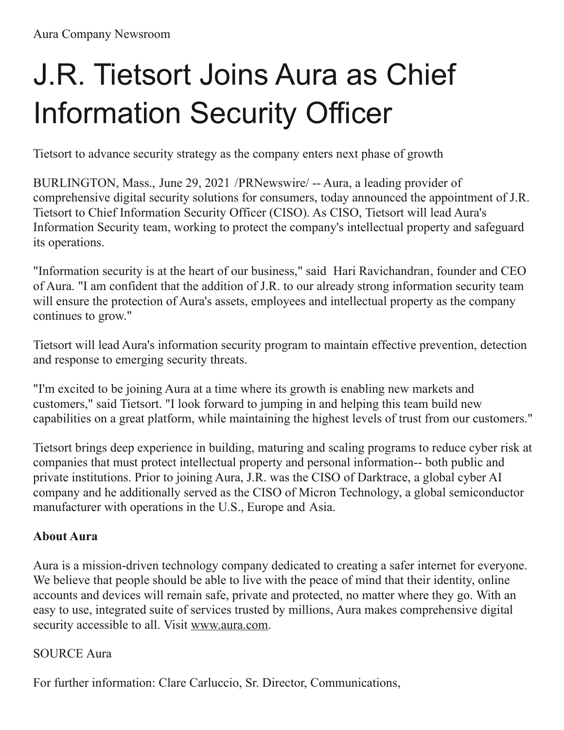Aura Company Newsroom

# J.R. Tietsort Joins Aura as Chief Information Security Officer

Tietsort to advance security strategy as the company enters next phase of growth

BURLINGTON, Mass., June 29, 2021 /PRNewswire/ -- Aura, a leading provider of comprehensive digital security solutions for consumers, today announced the appointment of J.R. Tietsort to Chief Information Security Officer (CISO). As CISO, Tietsort will lead Aura's Information Security team, working to protect the company's intellectual property and safeguard its operations.

"Information security is at the heart of our business," said Hari Ravichandran, founder and CEO of Aura. "I am confident that the addition of J.R. to our already strong information security team will ensure the protection of Aura's assets, employees and intellectual property as the company continues to grow."

Tietsort will lead Aura's information security program to maintain effective prevention, detection and response to emerging security threats.

"I'm excited to be joining Aura at a time where its growth is enabling new markets and customers," said Tietsort. "I look forward to jumping in and helping this team build new capabilities on a great platform, while maintaining the highest levels of trust from our customers."

Tietsort brings deep experience in building, maturing and scaling programs to reduce cyber risk at companies that must protect intellectual property and personal information-- both public and private institutions. Prior to joining Aura, J.R. was the CISO of Darktrace, a global cyber AI company and he additionally served as the CISO of Micron Technology, a global semiconductor manufacturer with operations in the U.S., Europe and Asia.

**About Aura**

Aura is a mission-driven technology company dedicated to creating a safer internet for everyone. We believe that people should be able to live with the peace of mind that their identity, online accounts and devices will remain safe, private and protected, no matter where they go. With an easy to use, integrated suite of services trusted by millions, Aura makes comprehensive digital security accessible to all. Visit www.aura.com.

SOURCE Aura

For further information: Clare Carluccio, Sr. Director, Communications,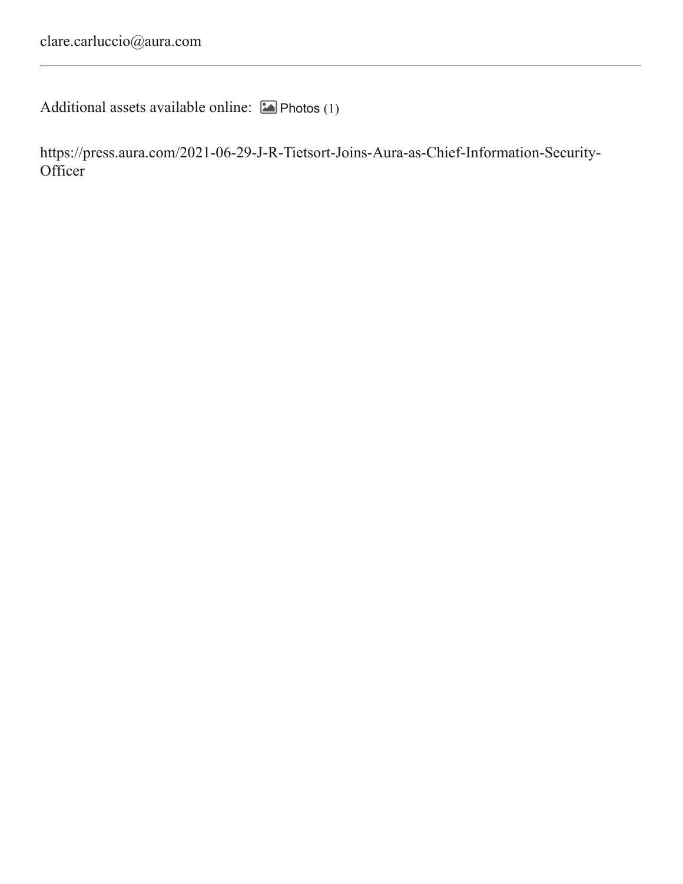clare.carluccio@aura.com

---

Additional assets available online: Photos (1)

https://press.aura.com/2021-06-29-J-R-Tietsort-Joins-Aura-as-Chief-Information-Security-Officer